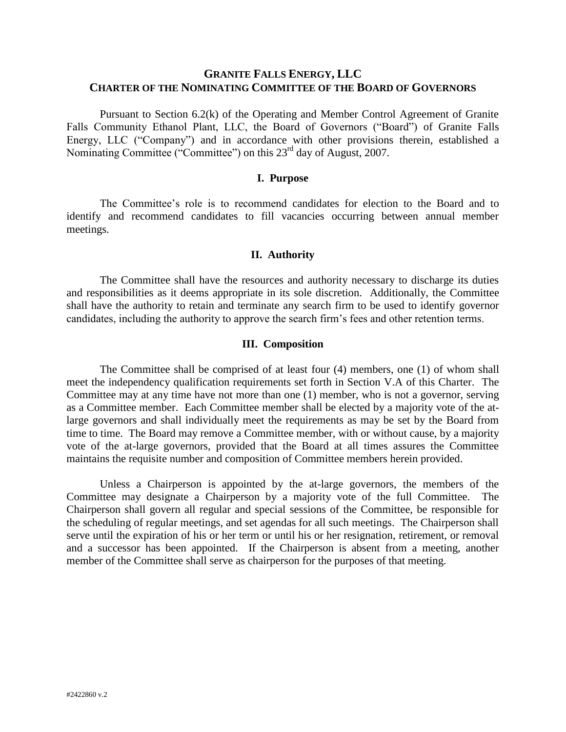# GRANITE FALLS ENERGY, LLC
## CHARTER OF THE NOMINATING COMMITTEE OF THE BOARD OF GOVERNORS

Pursuant to Section 6.2(k) of the Operating and Member Control Agreement of Granite Falls Community Ethanol Plant, LLC, the Board of Governors ("Board") of Granite Falls Energy, LLC ("Company") and in accordance with other provisions therein, established a Nominating Committee ("Committee") on this 23rd day of August, 2007.

### I. Purpose

The Committee's role is to recommend candidates for election to the Board and to identify and recommend candidates to fill vacancies occurring between annual member meetings.

### II. Authority

The Committee shall have the resources and authority necessary to discharge its duties and responsibilities as it deems appropriate in its sole discretion. Additionally, the Committee shall have the authority to retain and terminate any search firm to be used to identify governor candidates, including the authority to approve the search firm's fees and other retention terms.

### III. Composition

The Committee shall be comprised of at least four (4) members, one (1) of whom shall meet the independency qualification requirements set forth in Section V.A of this Charter. The Committee may at any time have not more than one (1) member, who is not a governor, serving as a Committee member. Each Committee member shall be elected by a majority vote of the at-large governors and shall individually meet the requirements as may be set by the Board from time to time. The Board may remove a Committee member, with or without cause, by a majority vote of the at-large governors, provided that the Board at all times assures the Committee maintains the requisite number and composition of Committee members herein provided.

Unless a Chairperson is appointed by the at-large governors, the members of the Committee may designate a Chairperson by a majority vote of the full Committee. The Chairperson shall govern all regular and special sessions of the Committee, be responsible for the scheduling of regular meetings, and set agendas for all such meetings. The Chairperson shall serve until the expiration of his or her term or until his or her resignation, retirement, or removal and a successor has been appointed. If the Chairperson is absent from a meeting, another member of the Committee shall serve as chairperson for the purposes of that meeting.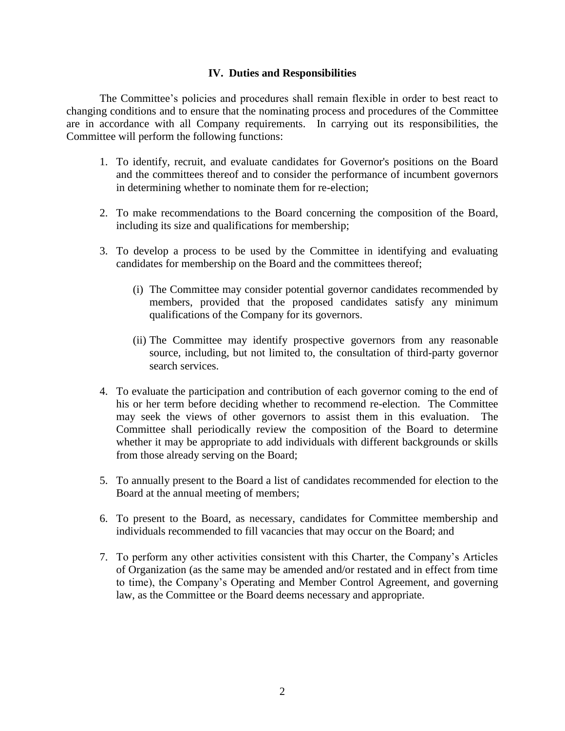## IV. Duties and Responsibilities

The Committee's policies and procedures shall remain flexible in order to best react to changing conditions and to ensure that the nominating process and procedures of the Committee are in accordance with all Company requirements. In carrying out its responsibilities, the Committee will perform the following functions:

1. To identify, recruit, and evaluate candidates for Governor's positions on the Board and the committees thereof and to consider the performance of incumbent governors in determining whether to nominate them for re-election;

2. To make recommendations to the Board concerning the composition of the Board, including its size and qualifications for membership;

3. To develop a process to be used by the Committee in identifying and evaluating candidates for membership on the Board and the committees thereof;

   (i) The Committee may consider potential governor candidates recommended by members, provided that the proposed candidates satisfy any minimum qualifications of the Company for its governors.

   (ii) The Committee may identify prospective governors from any reasonable source, including, but not limited to, the consultation of third-party governor search services.

4. To evaluate the participation and contribution of each governor coming to the end of his or her term before deciding whether to recommend re-election. The Committee may seek the views of other governors to assist them in this evaluation. The Committee shall periodically review the composition of the Board to determine whether it may be appropriate to add individuals with different backgrounds or skills from those already serving on the Board;

5. To annually present to the Board a list of candidates recommended for election to the Board at the annual meeting of members;

6. To present to the Board, as necessary, candidates for Committee membership and individuals recommended to fill vacancies that may occur on the Board; and

7. To perform any other activities consistent with this Charter, the Company's Articles of Organization (as the same may be amended and/or restated and in effect from time to time), the Company's Operating and Member Control Agreement, and governing law, as the Committee or the Board deems necessary and appropriate.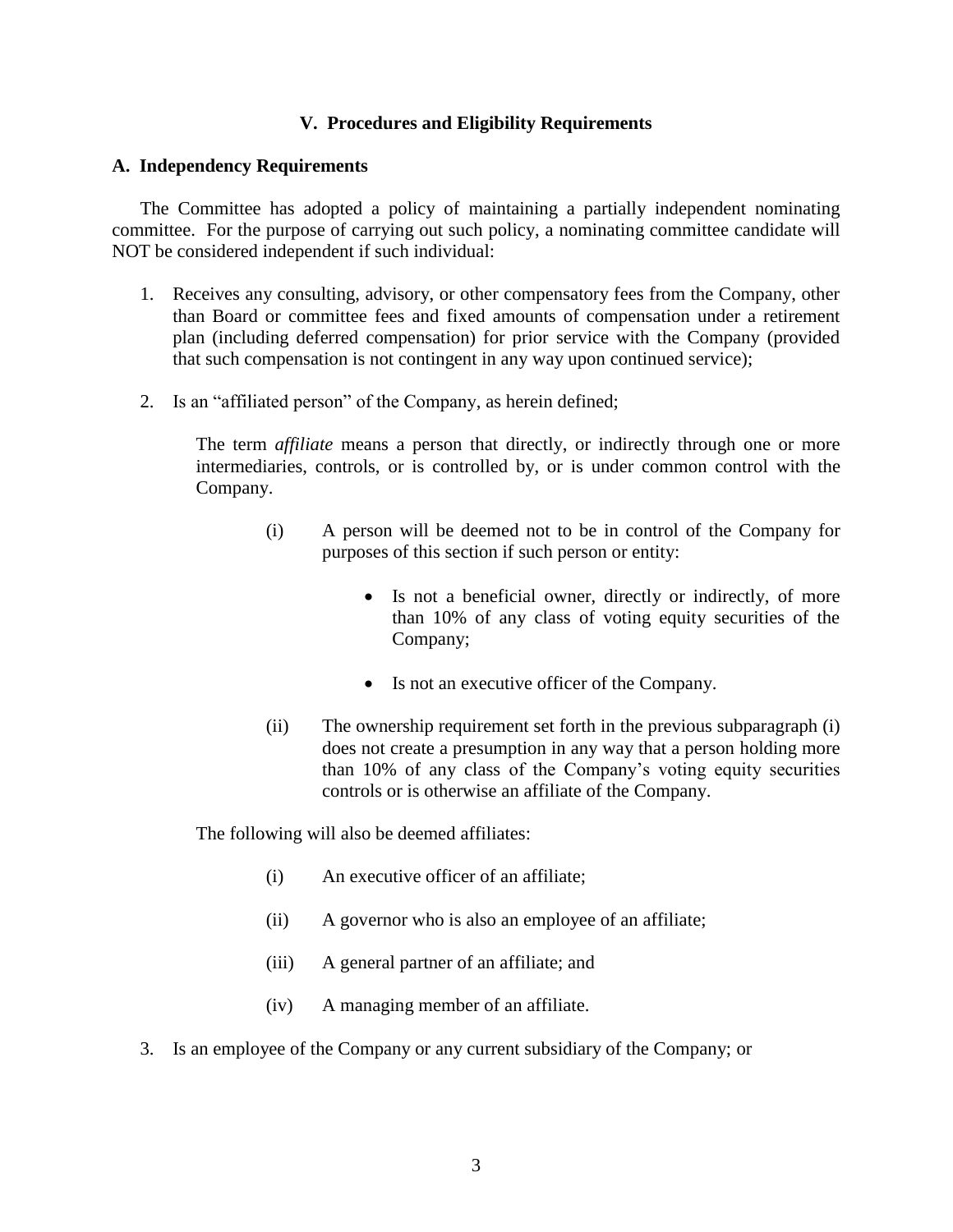## V. Procedures and Eligibility Requirements

### A. Independency Requirements

The Committee has adopted a policy of maintaining a partially independent nominating committee. For the purpose of carrying out such policy, a nominating committee candidate will NOT be considered independent if such individual:

1. Receives any consulting, advisory, or other compensatory fees from the Company, other than Board or committee fees and fixed amounts of compensation under a retirement plan (including deferred compensation) for prior service with the Company (provided that such compensation is not contingent in any way upon continued service);

2. Is an "affiliated person" of the Company, as herein defined;

   The term *affiliate* means a person that directly, or indirectly through one or more intermediaries, controls, or is controlled by, or is under common control with the Company.

   (i) A person will be deemed not to be in control of the Company for purposes of this section if such person or entity:

   - Is not a beneficial owner, directly or indirectly, of more than 10% of any class of voting equity securities of the Company;
   - Is not an executive officer of the Company.

   (ii) The ownership requirement set forth in the previous subparagraph (i) does not create a presumption in any way that a person holding more than 10% of any class of the Company's voting equity securities controls or is otherwise an affiliate of the Company.

   The following will also be deemed affiliates:

   (i) An executive officer of an affiliate;

   (ii) A governor who is also an employee of an affiliate;

   (iii) A general partner of an affiliate; and

   (iv) A managing member of an affiliate.

3. Is an employee of the Company or any current subsidiary of the Company; or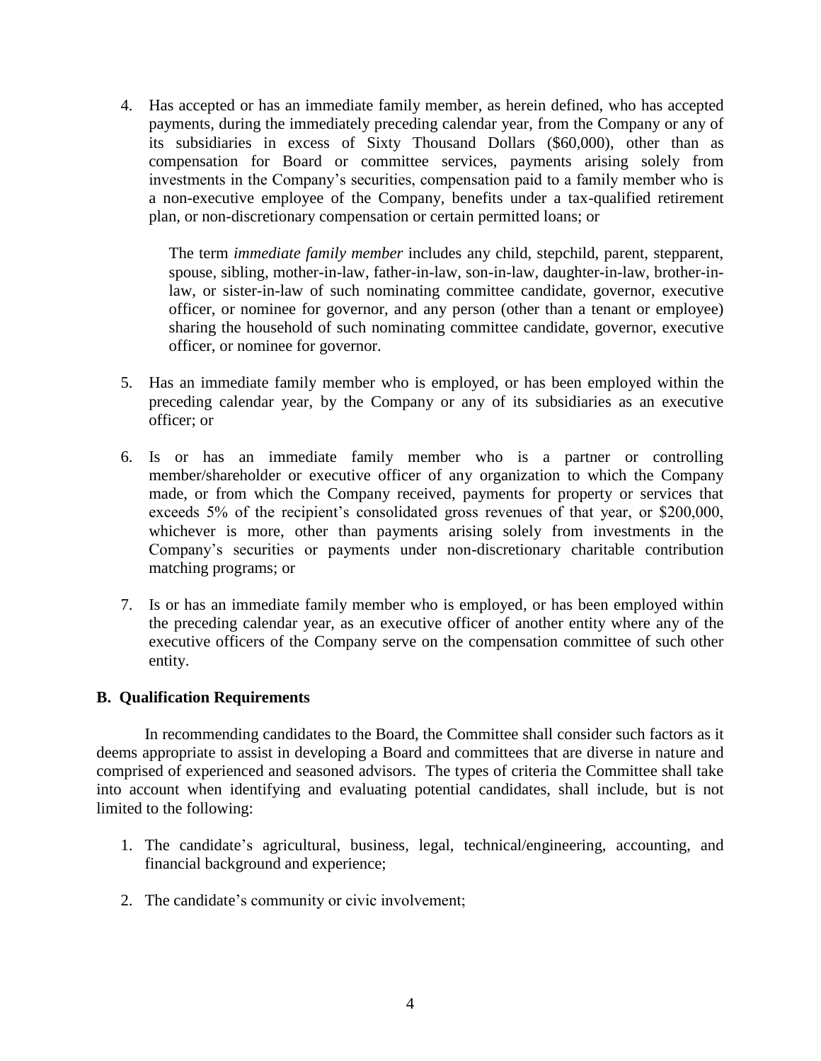4. Has accepted or has an immediate family member, as herein defined, who has accepted payments, during the immediately preceding calendar year, from the Company or any of its subsidiaries in excess of Sixty Thousand Dollars ($60,000), other than as compensation for Board or committee services, payments arising solely from investments in the Company's securities, compensation paid to a family member who is a non-executive employee of the Company, benefits under a tax-qualified retirement plan, or non-discretionary compensation or certain permitted loans; or

   The term *immediate family member* includes any child, stepchild, parent, stepparent, spouse, sibling, mother-in-law, father-in-law, son-in-law, daughter-in-law, brother-in-law, or sister-in-law of such nominating committee candidate, governor, executive officer, or nominee for governor, and any person (other than a tenant or employee) sharing the household of such nominating committee candidate, governor, executive officer, or nominee for governor.

5. Has an immediate family member who is employed, or has been employed within the preceding calendar year, by the Company or any of its subsidiaries as an executive officer; or

6. Is or has an immediate family member who is a partner or controlling member/shareholder or executive officer of any organization to which the Company made, or from which the Company received, payments for property or services that exceeds 5% of the recipient's consolidated gross revenues of that year, or $200,000, whichever is more, other than payments arising solely from investments in the Company's securities or payments under non-discretionary charitable contribution matching programs; or

7. Is or has an immediate family member who is employed, or has been employed within the preceding calendar year, as an executive officer of another entity where any of the executive officers of the Company serve on the compensation committee of such other entity.

**B. Qualification Requirements**

In recommending candidates to the Board, the Committee shall consider such factors as it deems appropriate to assist in developing a Board and committees that are diverse in nature and comprised of experienced and seasoned advisors. The types of criteria the Committee shall take into account when identifying and evaluating potential candidates, shall include, but is not limited to the following:

1. The candidate's agricultural, business, legal, technical/engineering, accounting, and financial background and experience;

2. The candidate's community or civic involvement;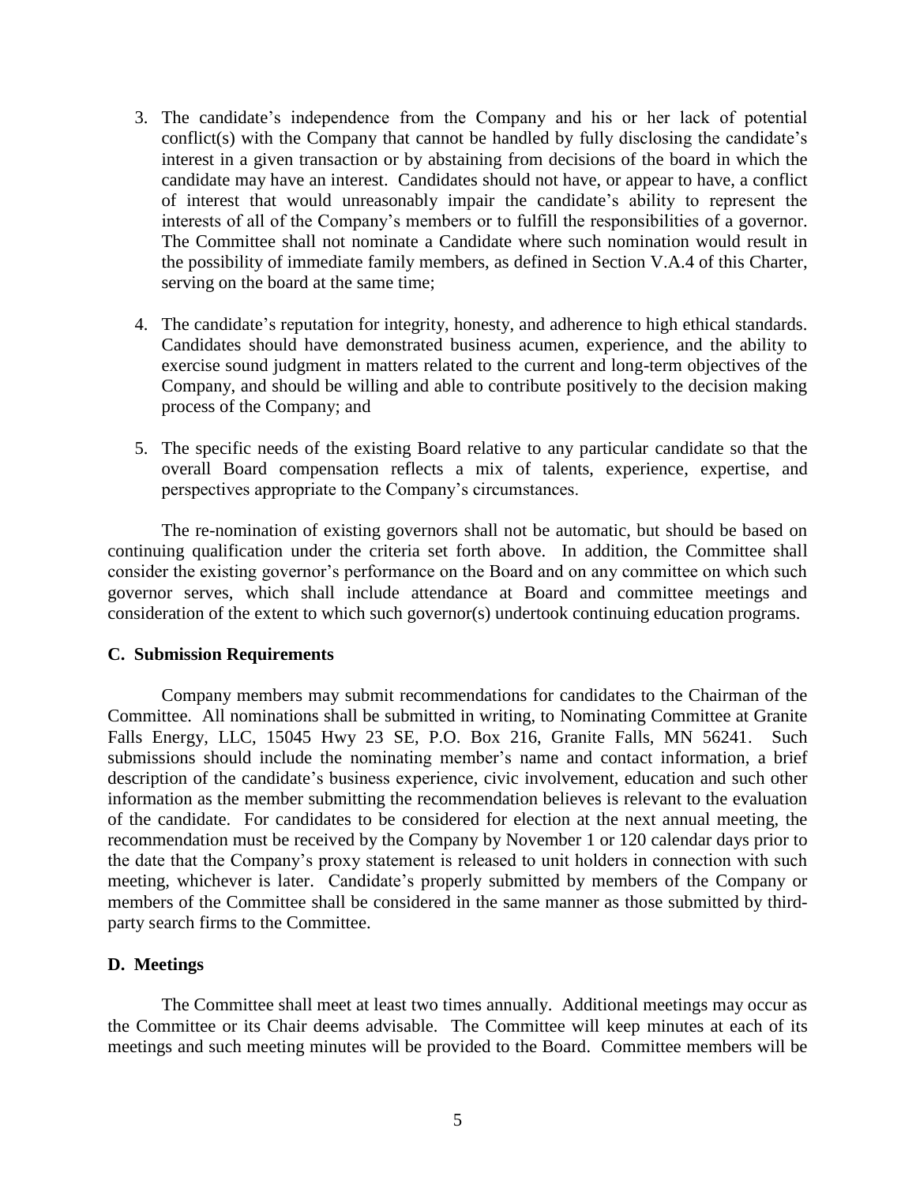3. The candidate's independence from the Company and his or her lack of potential conflict(s) with the Company that cannot be handled by fully disclosing the candidate's interest in a given transaction or by abstaining from decisions of the board in which the candidate may have an interest. Candidates should not have, or appear to have, a conflict of interest that would unreasonably impair the candidate's ability to represent the interests of all of the Company's members or to fulfill the responsibilities of a governor. The Committee shall not nominate a Candidate where such nomination would result in the possibility of immediate family members, as defined in Section V.A.4 of this Charter, serving on the board at the same time;

4. The candidate's reputation for integrity, honesty, and adherence to high ethical standards. Candidates should have demonstrated business acumen, experience, and the ability to exercise sound judgment in matters related to the current and long-term objectives of the Company, and should be willing and able to contribute positively to the decision making process of the Company; and

5. The specific needs of the existing Board relative to any particular candidate so that the overall Board compensation reflects a mix of talents, experience, expertise, and perspectives appropriate to the Company's circumstances.

The re-nomination of existing governors shall not be automatic, but should be based on continuing qualification under the criteria set forth above. In addition, the Committee shall consider the existing governor's performance on the Board and on any committee on which such governor serves, which shall include attendance at Board and committee meetings and consideration of the extent to which such governor(s) undertook continuing education programs.

**C. Submission Requirements**

Company members may submit recommendations for candidates to the Chairman of the Committee. All nominations shall be submitted in writing, to Nominating Committee at Granite Falls Energy, LLC, 15045 Hwy 23 SE, P.O. Box 216, Granite Falls, MN 56241. Such submissions should include the nominating member's name and contact information, a brief description of the candidate's business experience, civic involvement, education and such other information as the member submitting the recommendation believes is relevant to the evaluation of the candidate. For candidates to be considered for election at the next annual meeting, the recommendation must be received by the Company by November 1 or 120 calendar days prior to the date that the Company's proxy statement is released to unit holders in connection with such meeting, whichever is later. Candidate's properly submitted by members of the Company or members of the Committee shall be considered in the same manner as those submitted by third-party search firms to the Committee.

**D. Meetings**

The Committee shall meet at least two times annually. Additional meetings may occur as the Committee or its Chair deems advisable. The Committee will keep minutes at each of its meetings and such meeting minutes will be provided to the Board. Committee members will be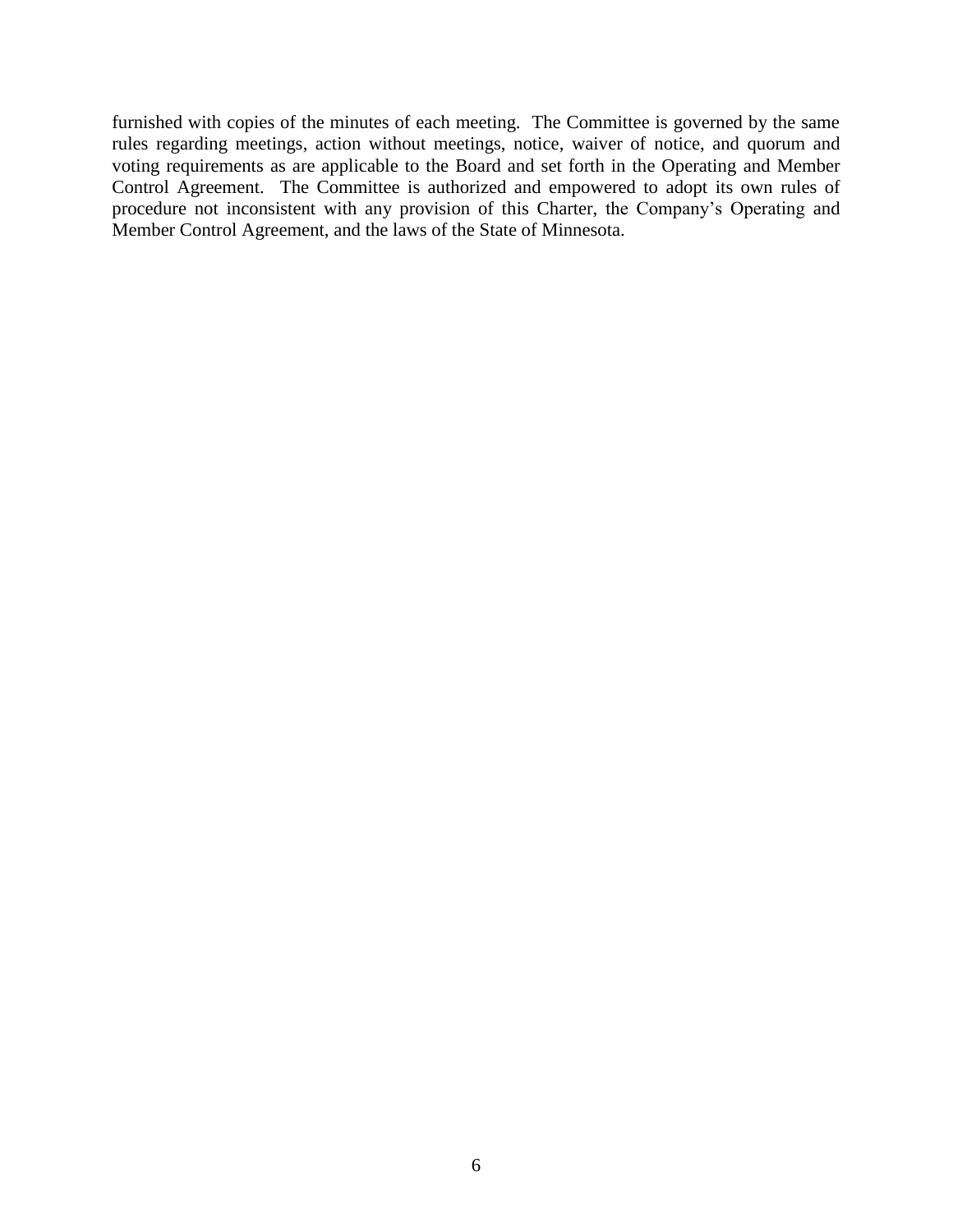furnished with copies of the minutes of each meeting. The Committee is governed by the same rules regarding meetings, action without meetings, notice, waiver of notice, and quorum and voting requirements as are applicable to the Board and set forth in the Operating and Member Control Agreement. The Committee is authorized and empowered to adopt its own rules of procedure not inconsistent with any provision of this Charter, the Company's Operating and Member Control Agreement, and the laws of the State of Minnesota.